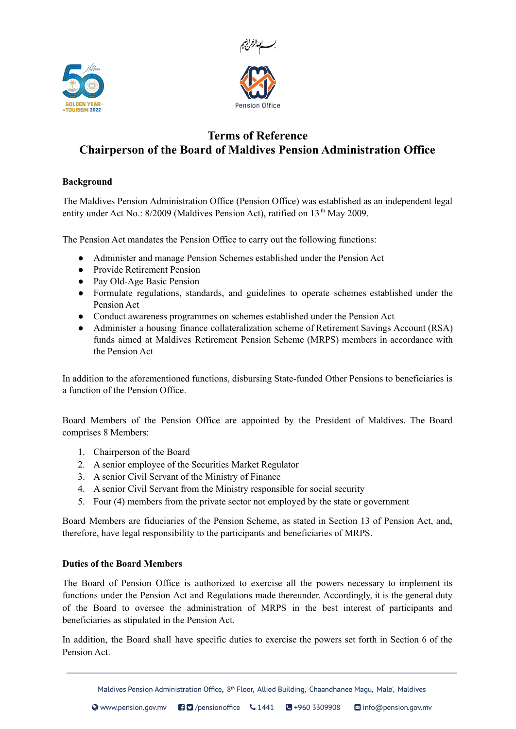# Terms of Reference
# Chairperson of the Board of Maldives Pension Administration Office

## Background

The Maldives Pension Administration Office (Pension Office) was established as an independent legal entity under Act No.: 8/2009 (Maldives Pension Act), ratified on 13th May 2009.

The Pension Act mandates the Pension Office to carry out the following functions:

- Administer and manage Pension Schemes established under the Pension Act
- Provide Retirement Pension
- Pay Old-Age Basic Pension
- Formulate regulations, standards, and guidelines to operate schemes established under the Pension Act
- Conduct awareness programmes on schemes established under the Pension Act
- Administer a housing finance collateralization scheme of Retirement Savings Account (RSA) funds aimed at Maldives Retirement Pension Scheme (MRPS) members in accordance with the Pension Act

In addition to the aforementioned functions, disbursing State-funded Other Pensions to beneficiaries is a function of the Pension Office.

Board Members of the Pension Office are appointed by the President of Maldives. The Board comprises 8 Members:

1. Chairperson of the Board
2. A senior employee of the Securities Market Regulator
3. A senior Civil Servant of the Ministry of Finance
4. A senior Civil Servant from the Ministry responsible for social security
5. Four (4) members from the private sector not employed by the state or government

Board Members are fiduciaries of the Pension Scheme, as stated in Section 13 of Pension Act, and, therefore, have legal responsibility to the participants and beneficiaries of MRPS.

## Duties of the Board Members

The Board of Pension Office is authorized to exercise all the powers necessary to implement its functions under the Pension Act and Regulations made thereunder. Accordingly, it is the general duty of the Board to oversee the administration of MRPS in the best interest of participants and beneficiaries as stipulated in the Pension Act.

In addition, the Board shall have specific duties to exercise the powers set forth in Section 6 of the Pension Act.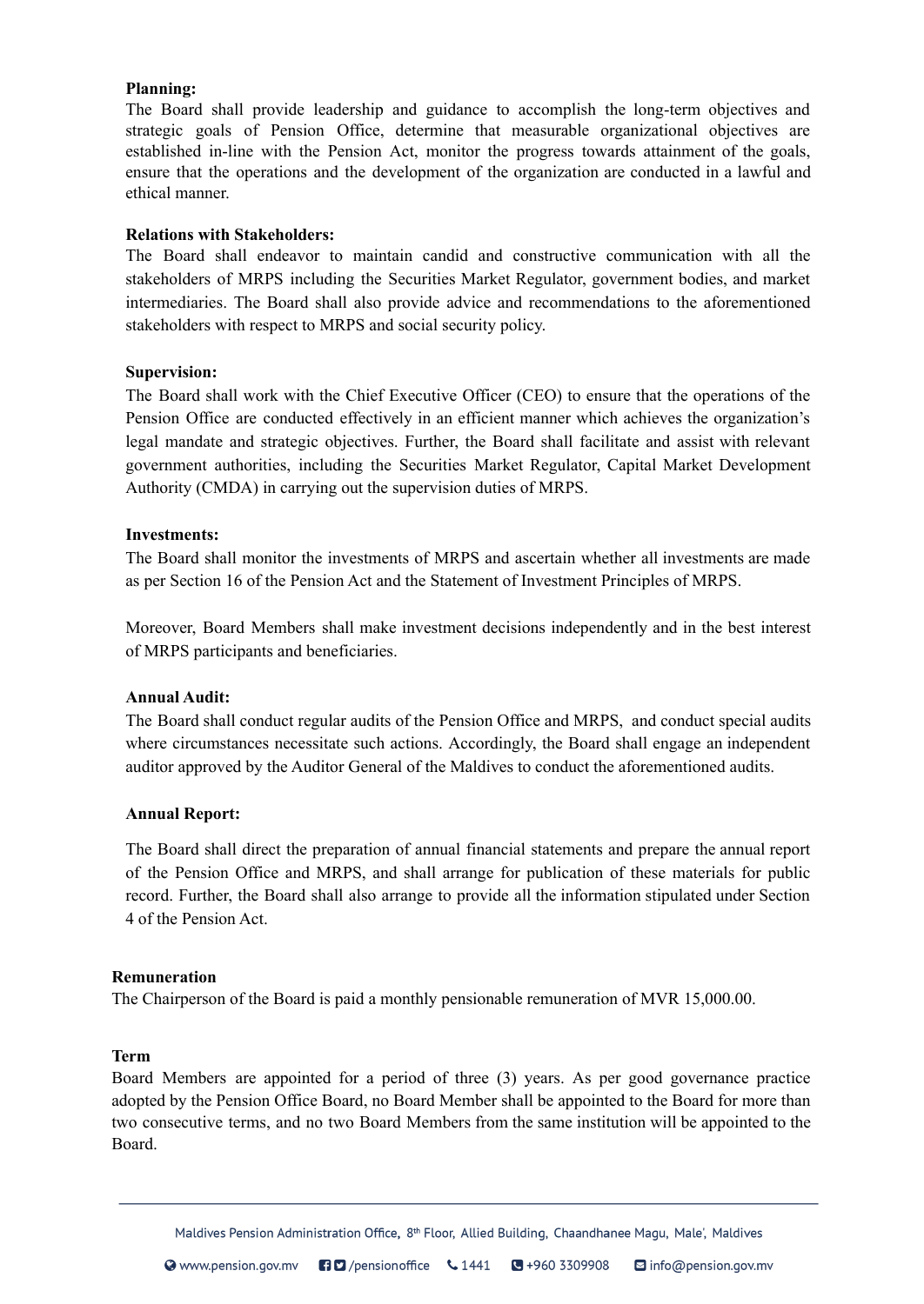**Planning:**
The Board shall provide leadership and guidance to accomplish the long-term objectives and strategic goals of Pension Office, determine that measurable organizational objectives are established in-line with the Pension Act, monitor the progress towards attainment of the goals, ensure that the operations and the development of the organization are conducted in a lawful and ethical manner.

**Relations with Stakeholders:**
The Board shall endeavor to maintain candid and constructive communication with all the stakeholders of MRPS including the Securities Market Regulator, government bodies, and market intermediaries. The Board shall also provide advice and recommendations to the aforementioned stakeholders with respect to MRPS and social security policy.

**Supervision:**
The Board shall work with the Chief Executive Officer (CEO) to ensure that the operations of the Pension Office are conducted effectively in an efficient manner which achieves the organization's legal mandate and strategic objectives. Further, the Board shall facilitate and assist with relevant government authorities, including the Securities Market Regulator, Capital Market Development Authority (CMDA) in carrying out the supervision duties of MRPS.

**Investments:**
The Board shall monitor the investments of MRPS and ascertain whether all investments are made as per Section 16 of the Pension Act and the Statement of Investment Principles of MRPS.

Moreover, Board Members shall make investment decisions independently and in the best interest of MRPS participants and beneficiaries.

**Annual Audit:**
The Board shall conduct regular audits of the Pension Office and MRPS, and conduct special audits where circumstances necessitate such actions. Accordingly, the Board shall engage an independent auditor approved by the Auditor General of the Maldives to conduct the aforementioned audits.

**Annual Report:**

The Board shall direct the preparation of annual financial statements and prepare the annual report of the Pension Office and MRPS, and shall arrange for publication of these materials for public record. Further, the Board shall also arrange to provide all the information stipulated under Section 4 of the Pension Act.

**Remuneration**

The Chairperson of the Board is paid a monthly pensionable remuneration of MVR 15,000.00.

**Term**

Board Members are appointed for a period of three (3) years. As per good governance practice adopted by the Pension Office Board, no Board Member shall be appointed to the Board for more than two consecutive terms, and no two Board Members from the same institution will be appointed to the Board.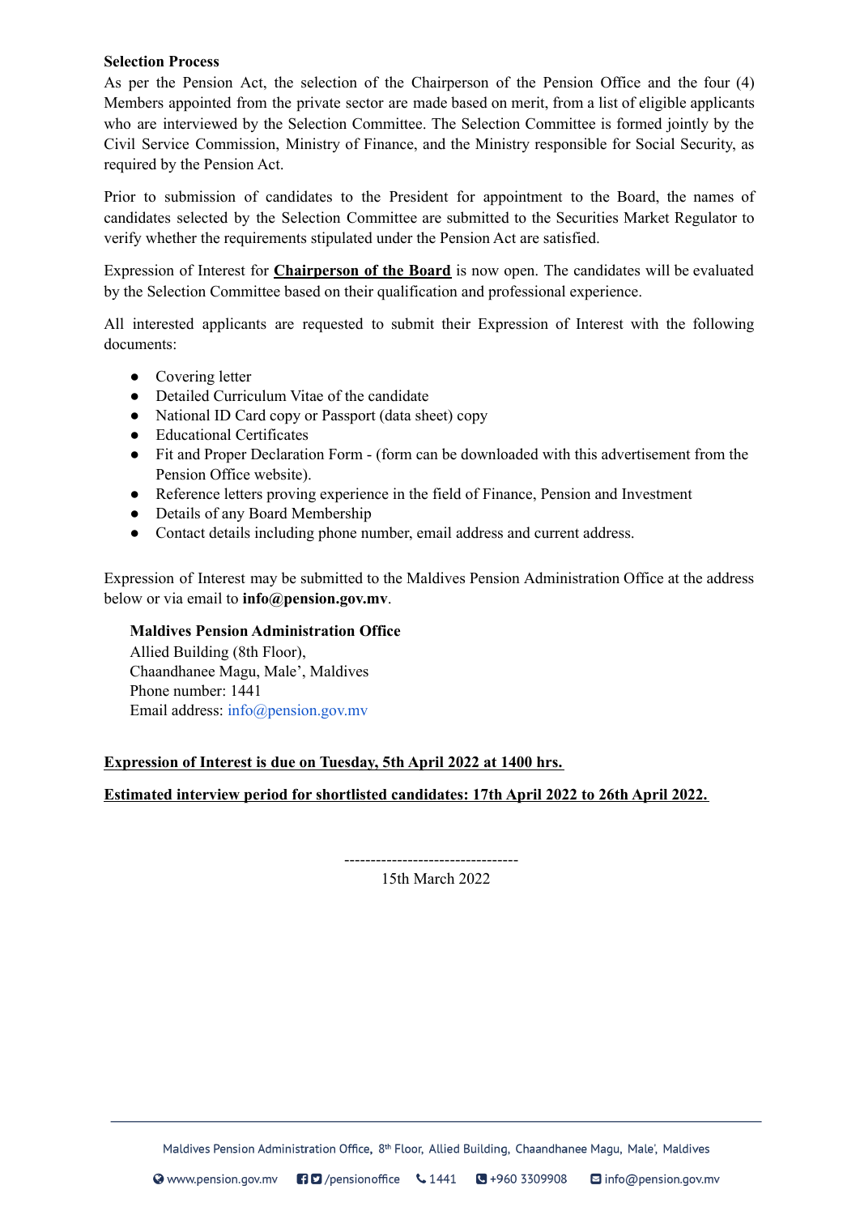**Selection Process**

As per the Pension Act, the selection of the Chairperson of the Pension Office and the four (4) Members appointed from the private sector are made based on merit, from a list of eligible applicants who are interviewed by the Selection Committee. The Selection Committee is formed jointly by the Civil Service Commission, Ministry of Finance, and the Ministry responsible for Social Security, as required by the Pension Act.

Prior to submission of candidates to the President for appointment to the Board, the names of candidates selected by the Selection Committee are submitted to the Securities Market Regulator to verify whether the requirements stipulated under the Pension Act are satisfied.

Expression of Interest for **Chairperson of the Board** is now open. The candidates will be evaluated by the Selection Committee based on their qualification and professional experience.

All interested applicants are requested to submit their Expression of Interest with the following documents:

- Covering letter
- Detailed Curriculum Vitae of the candidate
- National ID Card copy or Passport (data sheet) copy
- Educational Certificates
- Fit and Proper Declaration Form - (form can be downloaded with this advertisement from the Pension Office website).
- Reference letters proving experience in the field of Finance, Pension and Investment
- Details of any Board Membership
- Contact details including phone number, email address and current address.

Expression of Interest may be submitted to the Maldives Pension Administration Office at the address below or via email to **info@pension.gov.mv**.

**Maldives Pension Administration Office**
Allied Building (8th Floor),
Chaandhanee Magu, Male', Maldives
Phone number: 1441
Email address: info@pension.gov.mv

**Expression of Interest is due on Tuesday, 5th April 2022 at 1400 hrs.**

**Estimated interview period for shortlisted candidates: 17th April 2022 to 26th April 2022.**

---------------------------------

15th March 2022